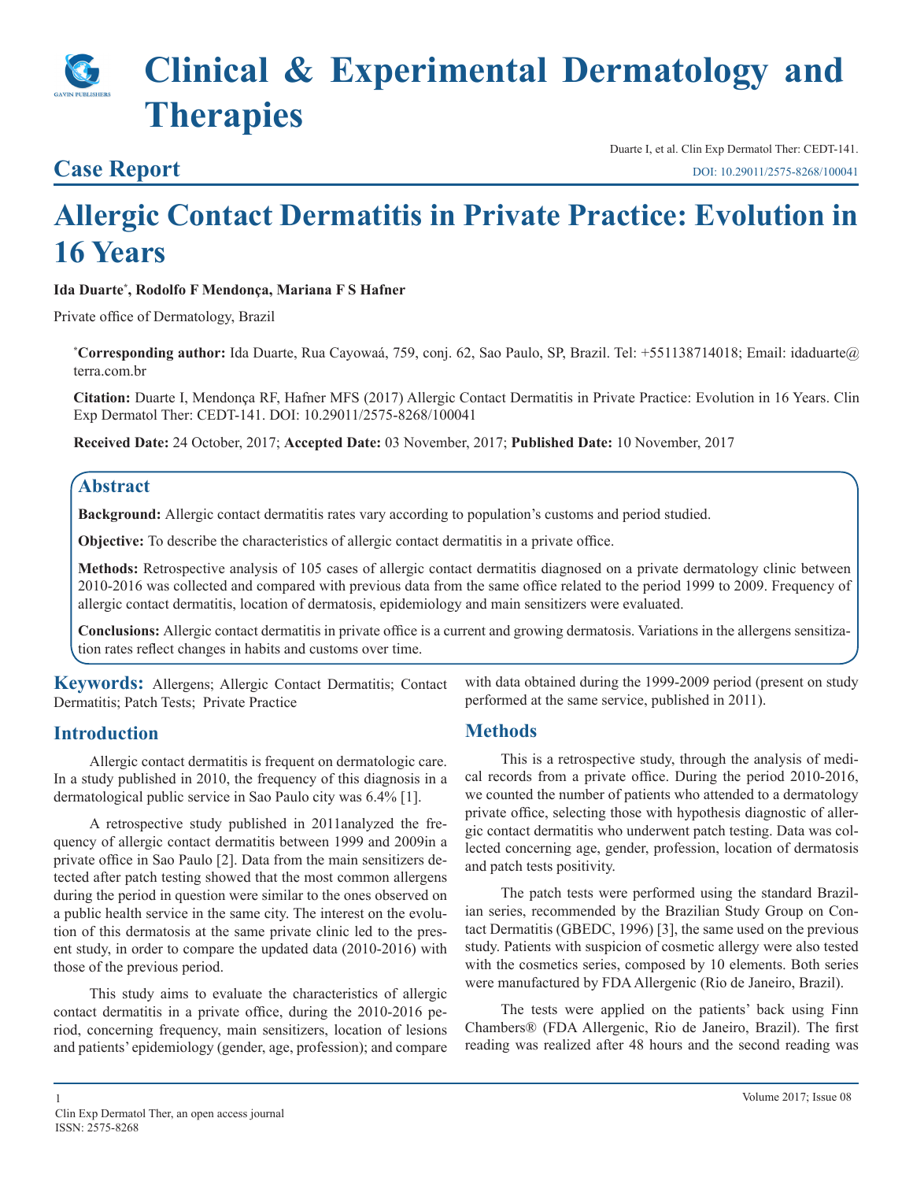# Clinical & Experimental Dermatology and Therapies

## Case Report

Duarte I, et al. Clin Exp Dermatol Ther: CEDT-141.
DOI: 10.29011/2575-8268/100041

# Allergic Contact Dermatitis in Private Practice: Evolution in 16 Years

**Ida Duarte[*], Rodolfo F Mendonça, Mariana F S Hafner**

Private office of Dermatology, Brazil

[*]**Corresponding author:** Ida Duarte, Rua Cayowaá, 759, conj. 62, Sao Paulo, SP, Brazil. Tel: +551138714018; Email: idaduarte@terra.com.br

**Citation:** Duarte I, Mendonça RF, Hafner MFS (2017) Allergic Contact Dermatitis in Private Practice: Evolution in 16 Years. Clin Exp Dermatol Ther: CEDT-141. DOI: 10.29011/2575-8268/100041

**Received Date:** 24 October, 2017; **Accepted Date:** 03 November, 2017; **Published Date:** 10 November, 2017

## Abstract

**Background:** Allergic contact dermatitis rates vary according to population's customs and period studied.

**Objective:** To describe the characteristics of allergic contact dermatitis in a private office.

**Methods:** Retrospective analysis of 105 cases of allergic contact dermatitis diagnosed on a private dermatology clinic between 2010-2016 was collected and compared with previous data from the same office related to the period 1999 to 2009. Frequency of allergic contact dermatitis, location of dermatosis, epidemiology and main sensitizers were evaluated.

**Conclusions:** Allergic contact dermatitis in private office is a current and growing dermatosis. Variations in the allergens sensitization rates reflect changes in habits and customs over time.

**Keywords:** Allergens; Allergic Contact Dermatitis; Contact Dermatitis; Patch Tests; Private Practice

## Introduction

Allergic contact dermatitis is frequent on dermatologic care. In a study published in 2010, the frequency of this diagnosis in a dermatological public service in Sao Paulo city was 6.4% [1].

A retrospective study published in 2011analyzed the frequency of allergic contact dermatitis between 1999 and 2009in a private office in Sao Paulo [2]. Data from the main sensitizers detected after patch testing showed that the most common allergens during the period in question were similar to the ones observed on a public health service in the same city. The interest on the evolution of this dermatosis at the same private clinic led to the present study, in order to compare the updated data (2010-2016) with those of the previous period.

This study aims to evaluate the characteristics of allergic contact dermatitis in a private office, during the 2010-2016 period, concerning frequency, main sensitizers, location of lesions and patients' epidemiology (gender, age, profession); and compare with data obtained during the 1999-2009 period (present on study performed at the same service, published in 2011).

## Methods

This is a retrospective study, through the analysis of medical records from a private office. During the period 2010-2016, we counted the number of patients who attended to a dermatology private office, selecting those with hypothesis diagnostic of allergic contact dermatitis who underwent patch testing. Data was collected concerning age, gender, profession, location of dermatosis and patch tests positivity.

The patch tests were performed using the standard Brazilian series, recommended by the Brazilian Study Group on Contact Dermatitis (GBEDC, 1996) [3], the same used on the previous study. Patients with suspicion of cosmetic allergy were also tested with the cosmetics series, composed by 10 elements. Both series were manufactured by FDA Allergenic (Rio de Janeiro, Brazil).

The tests were applied on the patients' back using Finn Chambers® (FDA Allergenic, Rio de Janeiro, Brazil). The first reading was realized after 48 hours and the second reading was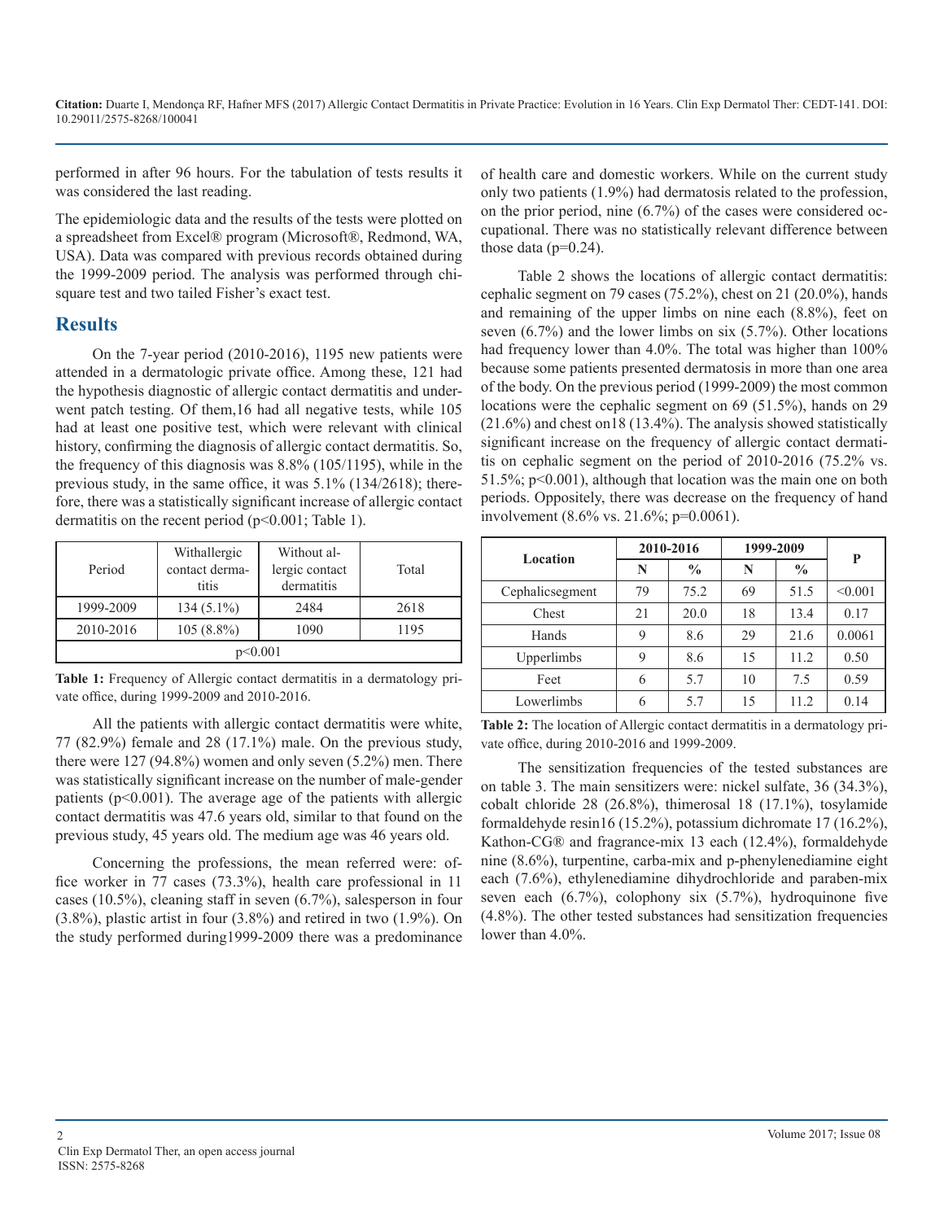performed in after 96 hours. For the tabulation of tests results it was considered the last reading.

The epidemiologic data and the results of the tests were plotted on a spreadsheet from Excel® program (Microsoft®, Redmond, WA, USA). Data was compared with previous records obtained during the 1999-2009 period. The analysis was performed through chi-square test and two tailed Fisher's exact test.

## Results

On the 7-year period (2010-2016), 1195 new patients were attended in a dermatologic private office. Among these, 121 had the hypothesis diagnostic of allergic contact dermatitis and underwent patch testing. Of them,16 had all negative tests, while 105 had at least one positive test, which were relevant with clinical history, confirming the diagnosis of allergic contact dermatitis. So, the frequency of this diagnosis was 8.8% (105/1195), while in the previous study, in the same office, it was 5.1% (134/2618); therefore, there was a statistically significant increase of allergic contact dermatitis on the recent period ($p<0.001$; Table 1).

| Period | Withallergic contact dermatitis | Without allergic contact dermatitis | Total |
|---|---|---|---|
| 1999-2009 | 134 (5.1%) | 2484 | 2618 |
| 2010-2016 | 105 (8.8%) | 1090 | 1195 |
| p<0.001 | | | |

**Table 1:** Frequency of Allergic contact dermatitis in a dermatology private office, during 1999-2009 and 2010-2016.

All the patients with allergic contact dermatitis were white, 77 (82.9%) female and 28 (17.1%) male. On the previous study, there were 127 (94.8%) women and only seven (5.2%) men. There was statistically significant increase on the number of male-gender patients ($p<0.001$). The average age of the patients with allergic contact dermatitis was 47.6 years old, similar to that found on the previous study, 45 years old. The medium age was 46 years old.

Concerning the professions, the mean referred were: office worker in 77 cases (73.3%), health care professional in 11 cases (10.5%), cleaning staff in seven (6.7%), salesperson in four (3.8%), plastic artist in four (3.8%) and retired in two (1.9%). On the study performed during1999-2009 there was a predominance of health care and domestic workers. While on the current study only two patients (1.9%) had dermatosis related to the profession, on the prior period, nine (6.7%) of the cases were considered occupational. There was no statistically relevant difference between those data ($p=0.24$).

Table 2 shows the locations of allergic contact dermatitis: cephalic segment on 79 cases (75.2%), chest on 21 (20.0%), hands and remaining of the upper limbs on nine each (8.8%), feet on seven (6.7%) and the lower limbs on six (5.7%). Other locations had frequency lower than 4.0%. The total was higher than 100% because some patients presented dermatosis in more than one area of the body. On the previous period (1999-2009) the most common locations were the cephalic segment on 69 (51.5%), hands on 29 (21.6%) and chest on18 (13.4%). The analysis showed statistically significant increase on the frequency of allergic contact dermatitis on cephalic segment on the period of 2010-2016 (75.2% vs. 51.5%; $p<0.001$), although that location was the main one on both periods. Oppositely, there was decrease on the frequency of hand involvement (8.6% vs. 21.6%; $p=0.0061$).

| Location | 2010-2016 | | 1999-2009 | | P |
|---|---|---|---|---|---|
| | N | % | N | % | |
| Cephalicsegment | 79 | 75.2 | 69 | 51.5 | <0.001 |
| Chest | 21 | 20.0 | 18 | 13.4 | 0.17 |
| Hands | 9 | 8.6 | 29 | 21.6 | 0.0061 |
| Upperlimbs | 9 | 8.6 | 15 | 11.2 | 0.50 |
| Feet | 6 | 5.7 | 10 | 7.5 | 0.59 |
| Lowerlimbs | 6 | 5.7 | 15 | 11.2 | 0.14 |

**Table 2:** The location of Allergic contact dermatitis in a dermatology private office, during 2010-2016 and 1999-2009.

The sensitization frequencies of the tested substances are on table 3. The main sensitizers were: nickel sulfate, 36 (34.3%), cobalt chloride 28 (26.8%), thimerosal 18 (17.1%), tosylamide formaldehyde resin16 (15.2%), potassium dichromate 17 (16.2%), Kathon-CG® and fragrance-mix 13 each (12.4%), formaldehyde nine (8.6%), turpentine, carba-mix and p-phenylenediamine eight each (7.6%), ethylenediamine dihydrochloride and paraben-mix seven each (6.7%), colophony six (5.7%), hydroquinone five (4.8%). The other tested substances had sensitization frequencies lower than 4.0%.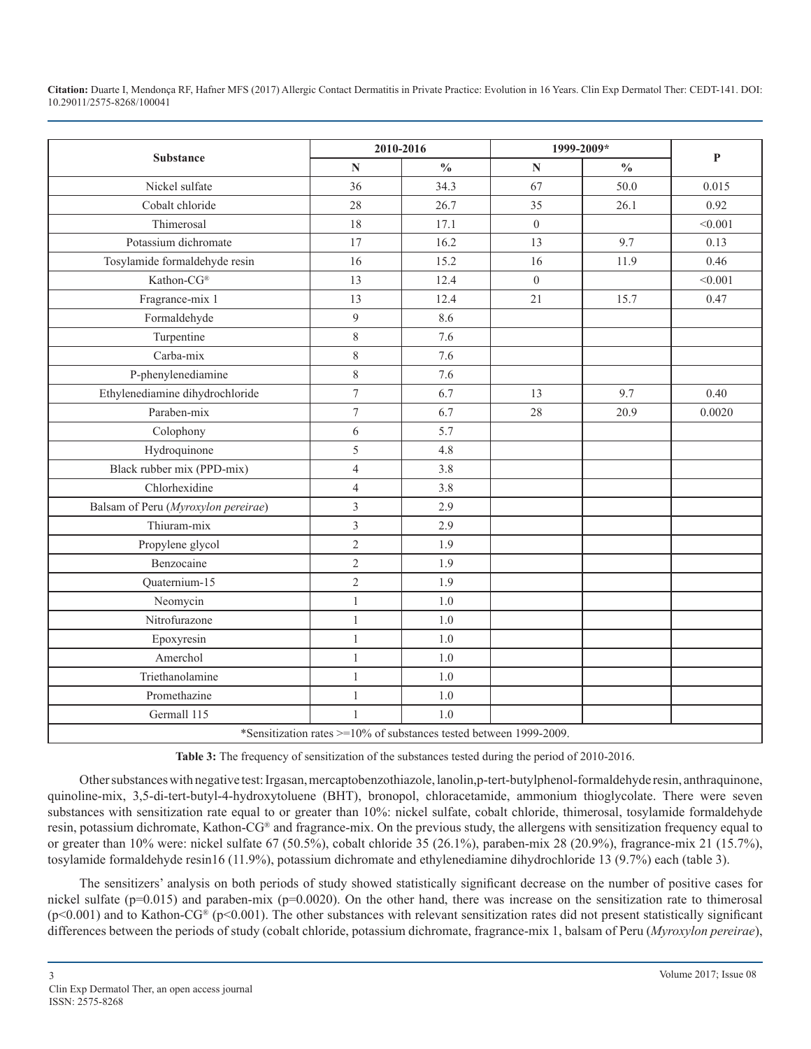| Substance | 2010-2016 | | 1999-2009* | | P |
|---|---|---|---|---|---|
| | N | % | N | % | |
| Nickel sulfate | 36 | 34.3 | 67 | 50.0 | 0.015 |
| Cobalt chloride | 28 | 26.7 | 35 | 26.1 | 0.92 |
| Thimerosal | 18 | 17.1 | 0 | | <0.001 |
| Potassium dichromate | 17 | 16.2 | 13 | 9.7 | 0.13 |
| Tosylamide formaldehyde resin | 16 | 15.2 | 16 | 11.9 | 0.46 |
| Kathon-CG® | 13 | 12.4 | 0 | | <0.001 |
| Fragrance-mix 1 | 13 | 12.4 | 21 | 15.7 | 0.47 |
| Formaldehyde | 9 | 8.6 | | | |
| Turpentine | 8 | 7.6 | | | |
| Carba-mix | 8 | 7.6 | | | |
| P-phenylenediamine | 8 | 7.6 | | | |
| Ethylenediamine dihydrochloride | 7 | 6.7 | 13 | 9.7 | 0.40 |
| Paraben-mix | 7 | 6.7 | 28 | 20.9 | 0.0020 |
| Colophony | 6 | 5.7 | | | |
| Hydroquinone | 5 | 4.8 | | | |
| Black rubber mix (PPD-mix) | 4 | 3.8 | | | |
| Chlorhexidine | 4 | 3.8 | | | |
| Balsam of Peru (*Myroxylon pereirae*) | 3 | 2.9 | | | |
| Thiuram-mix | 3 | 2.9 | | | |
| Propylene glycol | 2 | 1.9 | | | |
| Benzocaine | 2 | 1.9 | | | |
| Quaternium-15 | 2 | 1.9 | | | |
| Neomycin | 1 | 1.0 | | | |
| Nitrofurazone | 1 | 1.0 | | | |
| Epoxyresin | 1 | 1.0 | | | |
| Amerchol | 1 | 1.0 | | | |
| Triethanolamine | 1 | 1.0 | | | |
| Promethazine | 1 | 1.0 | | | |
| Germall 115 | 1 | 1.0 | | | |
| *Sensitization rates >=10% of substances tested between 1999-2009. | | | | | |

**Table 3:** The frequency of sensitization of the substances tested during the period of 2010-2016.

Other substances with negative test: Irgasan, mercaptobenzothiazole, lanolin, p-tert-butylphenol-formaldehyde resin, anthraquinone, quinoline-mix, 3,5-di-tert-butyl-4-hydroxytoluene (BHT), bronopol, chloracetamide, ammonium thioglycolate. There were seven substances with sensitization rate equal to or greater than 10%: nickel sulfate, cobalt chloride, thimerosal, tosylamide formaldehyde resin, potassium dichromate, Kathon-CG® and fragrance-mix. On the previous study, the allergens with sensitization frequency equal to or greater than 10% were: nickel sulfate 67 (50.5%), cobalt chloride 35 (26.1%), paraben-mix 28 (20.9%), fragrance-mix 21 (15.7%), tosylamide formaldehyde resin16 (11.9%), potassium dichromate and ethylenediamine dihydrochloride 13 (9.7%) each (table 3).

The sensitizers' analysis on both periods of study showed statistically significant decrease on the number of positive cases for nickel sulfate (p=0.015) and paraben-mix (p=0.0020). On the other hand, there was increase on the sensitization rate to thimerosal (p<0.001) and to Kathon-CG® (p<0.001). The other substances with relevant sensitization rates did not present statistically significant differences between the periods of study (cobalt chloride, potassium dichromate, fragrance-mix 1, balsam of Peru (*Myroxylon pereirae*),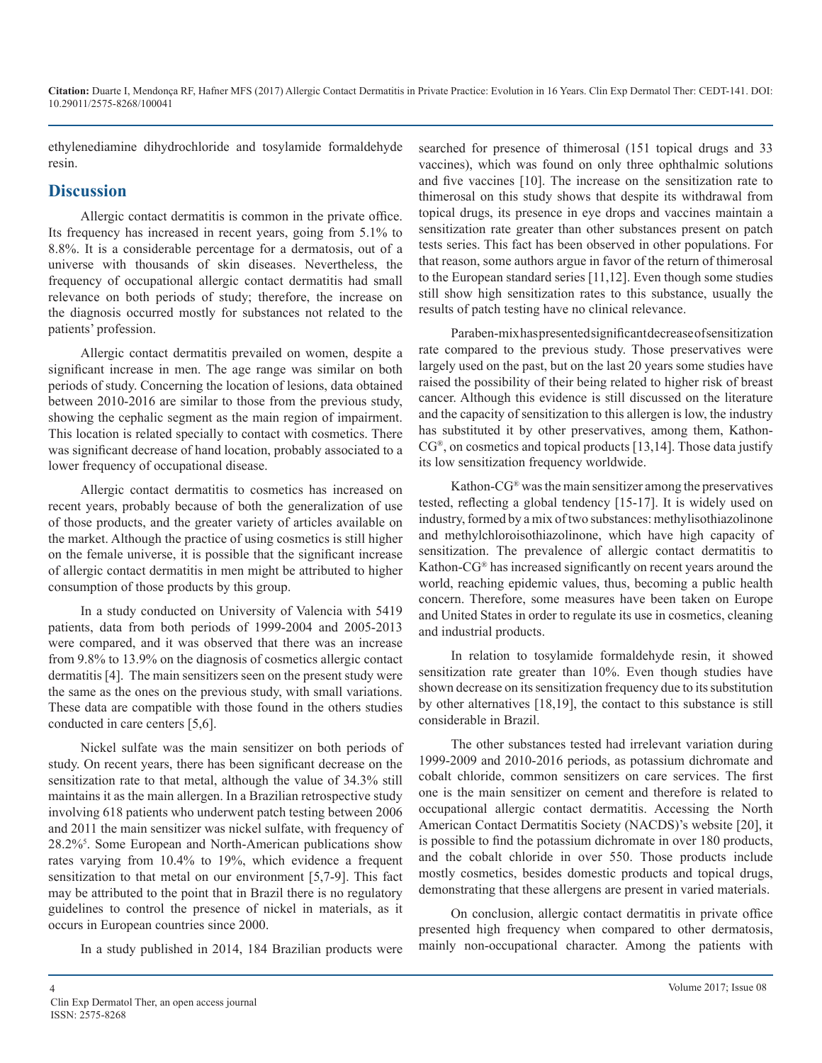ethylenediamine dihydrochloride and tosylamide formaldehyde resin.

## Discussion

Allergic contact dermatitis is common in the private office. Its frequency has increased in recent years, going from 5.1% to 8.8%. It is a considerable percentage for a dermatosis, out of a universe with thousands of skin diseases. Nevertheless, the frequency of occupational allergic contact dermatitis had small relevance on both periods of study; therefore, the increase on the diagnosis occurred mostly for substances not related to the patients' profession.

Allergic contact dermatitis prevailed on women, despite a significant increase in men. The age range was similar on both periods of study. Concerning the location of lesions, data obtained between 2010-2016 are similar to those from the previous study, showing the cephalic segment as the main region of impairment. This location is related specially to contact with cosmetics. There was significant decrease of hand location, probably associated to a lower frequency of occupational disease.

Allergic contact dermatitis to cosmetics has increased on recent years, probably because of both the generalization of use of those products, and the greater variety of articles available on the market. Although the practice of using cosmetics is still higher on the female universe, it is possible that the significant increase of allergic contact dermatitis in men might be attributed to higher consumption of those products by this group.

In a study conducted on University of Valencia with 5419 patients, data from both periods of 1999-2004 and 2005-2013 were compared, and it was observed that there was an increase from 9.8% to 13.9% on the diagnosis of cosmetics allergic contact dermatitis [4]. The main sensitizers seen on the present study were the same as the ones on the previous study, with small variations. These data are compatible with those found in the others studies conducted in care centers [5,6].

Nickel sulfate was the main sensitizer on both periods of study. On recent years, there has been significant decrease on the sensitization rate to that metal, although the value of 34.3% still maintains it as the main allergen. In a Brazilian retrospective study involving 618 patients who underwent patch testing between 2006 and 2011 the main sensitizer was nickel sulfate, with frequency of 28.2%[5]. Some European and North-American publications show rates varying from 10.4% to 19%, which evidence a frequent sensitization to that metal on our environment [5,7-9]. This fact may be attributed to the point that in Brazil there is no regulatory guidelines to control the presence of nickel in materials, as it occurs in European countries since 2000.

In a study published in 2014, 184 Brazilian products were searched for presence of thimerosal (151 topical drugs and 33 vaccines), which was found on only three ophthalmic solutions and five vaccines [10]. The increase on the sensitization rate to thimerosal on this study shows that despite its withdrawal from topical drugs, its presence in eye drops and vaccines maintain a sensitization rate greater than other substances present on patch tests series. This fact has been observed in other populations. For that reason, some authors argue in favor of the return of thimerosal to the European standard series [11,12]. Even though some studies still show high sensitization rates to this substance, usually the results of patch testing have no clinical relevance.

Paraben-mix has presented significant decrease of sensitization rate compared to the previous study. Those preservatives were largely used on the past, but on the last 20 years some studies have raised the possibility of their being related to higher risk of breast cancer. Although this evidence is still discussed on the literature and the capacity of sensitization to this allergen is low, the industry has substituted it by other preservatives, among them, Kathon-CG®, on cosmetics and topical products [13,14]. Those data justify its low sensitization frequency worldwide.

Kathon-CG® was the main sensitizer among the preservatives tested, reflecting a global tendency [15-17]. It is widely used on industry, formed by a mix of two substances: methylisothiazolinone and methylchloroisothiazolinone, which have high capacity of sensitization. The prevalence of allergic contact dermatitis to Kathon-CG® has increased significantly on recent years around the world, reaching epidemic values, thus, becoming a public health concern. Therefore, some measures have been taken on Europe and United States in order to regulate its use in cosmetics, cleaning and industrial products.

In relation to tosylamide formaldehyde resin, it showed sensitization rate greater than 10%. Even though studies have shown decrease on its sensitization frequency due to its substitution by other alternatives [18,19], the contact to this substance is still considerable in Brazil.

The other substances tested had irrelevant variation during 1999-2009 and 2010-2016 periods, as potassium dichromate and cobalt chloride, common sensitizers on care services. The first one is the main sensitizer on cement and therefore is related to occupational allergic contact dermatitis. Accessing the North American Contact Dermatitis Society (NACDS)'s website [20], it is possible to find the potassium dichromate in over 180 products, and the cobalt chloride in over 550. Those products include mostly cosmetics, besides domestic products and topical drugs, demonstrating that these allergens are present in varied materials.

On conclusion, allergic contact dermatitis in private office presented high frequency when compared to other dermatosis, mainly non-occupational character. Among the patients with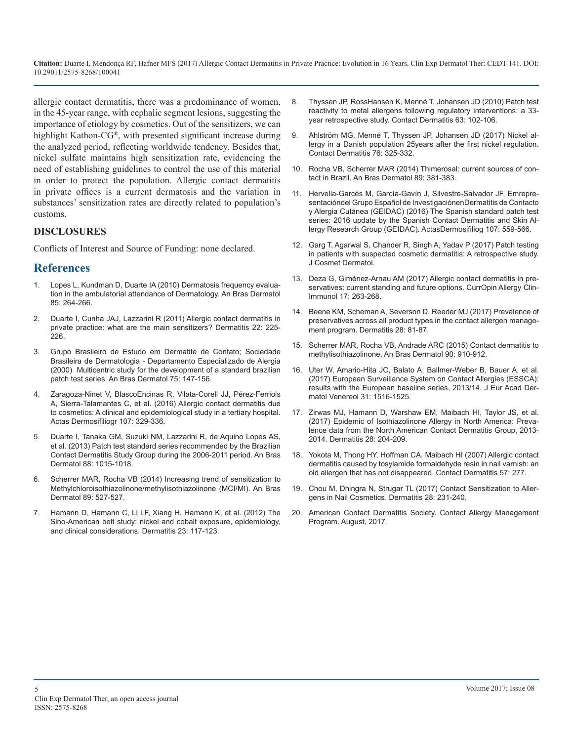allergic contact dermatitis, there was a predominance of women, in the 45-year range, with cephalic segment lesions, suggesting the importance of etiology by cosmetics. Out of the sensitizers, we can highlight Kathon-CG®, with presented significant increase during the analyzed period, reflecting worldwide tendency. Besides that, nickel sulfate maintains high sensitization rate, evidencing the need of establishing guidelines to control the use of this material in order to protect the population. Allergic contact dermatitis in private offices is a current dermatosis and the variation in substances' sensitization rates are directly related to population's customs.

## DISCLOSURES

Conflicts of Interest and Source of Funding: none declared.

## References

1. Lopes L, Kundman D, Duarte IA (2010) Dermatosis frequency evaluation in the ambulatorial attendance of Dermatology. An Bras Dermatol 85: 264-266.
2. Duarte I, Cunha JAJ, Lazzarini R (2011) Allergic contact dermatitis in private practice: what are the main sensitizers? Dermatitis 22: 225-226.
3. Grupo Brasileiro de Estudo em Dermatite de Contato; Sociedade Brasileira de Dermatologia - Departamento Especializado de Alergia (2000) Multicentric study for the development of a standard brazilian patch test series. An Bras Dermatol 75: 147-156.
4. Zaragoza-Ninet V, BlascoEncinas R, Vilata-Corell JJ, Pérez-Ferriols A, Sierra-Talamantes C, et al. (2016) Allergic contact dermatitis due to cosmetics: A clinical and epidemiological study in a tertiary hospital. Actas Dermosifiliogr 107: 329-336.
5. Duarte I, Tanaka GM, Suzuki NM, Lazzarini R, de Aquino Lopes AS, et al. (2013) Patch test standard series recommended by the Brazilian Contact Dermatitis Study Group during the 2006-2011 period. An Bras Dermatol 88: 1015-1018.
6. Scherrer MAR, Rocha VB (2014) Increasing trend of sensitization to Methylchloroisothiazolinone/methylisothiazolinone (MCI/MI). An Bras Dermatol 89: 527-527.
7. Hamann D, Hamann C, Li LF, Xiang H, Hamann K, et al. (2012) The Sino-American belt study: nickel and cobalt exposure, epidemiology, and clinical considerations. Dermatitis 23: 117-123.
8. Thyssen JP, RossHansen K, Menné T, Johansen JD (2010) Patch test reactivity to metal allergens following regulatory interventions: a 33-year retrospective study. Contact Dermatitis 63: 102-106.
9. Ahlström MG, Menné T, Thyssen JP, Johansen JD (2017) Nickel allergy in a Danish population 25years after the first nickel regulation. Contact Dermatitis 76: 325-332.
10. Rocha VB, Scherrer MAR (2014) Thimerosal: current sources of contact in Brazil. An Bras Dermatol 89: 381-383.
11. Hervella-Garcés M, García-Gavín J, Silvestre-Salvador JF, Emrepresentacióndel Grupo Español de InvestigaciónenDermatitis de Contacto y Alergia Cutánea (GEIDAC) (2016) The Spanish standard patch test series: 2016 update by the Spanish Contact Dermatitis and Skin Allergy Research Group (GEIDAC). ActasDermosifiliog 107: 559-566.
12. Garg T, Agarwal S, Chander R, Singh A, Yadav P (2017) Patch testing in patients with suspected cosmetic dermatitis: A retrospective study. J Cosmet Dermatol.
13. Deza G, Giménez-Arnau AM (2017) Allergic contact dermatitis in preservatives: current standing and future options. CurrOpin Allergy ClinImmunol 17: 263-268.
14. Beene KM, Scheman A, Severson D, Reeder MJ (2017) Prevalence of preservatives across all product types in the contact allergen management program. Dermatitis 28: 81-87.
15. Scherrer MAR, Rocha VB, Andrade ARC (2015) Contact dermatitis to methylisothiazolinone. An Bras Dermatol 90: 910-912.
16. Uter W, Amario-Hita JC, Balato A, Ballmer-Weber B, Bauer A, et al. (2017) European Surveillance System on Contact Allergies (ESSCA): results with the European baseline series, 2013/14. J Eur Acad Dermatol Venereol 31: 1516-1525.
17. Zirwas MJ, Hamann D, Warshaw EM, Maibach HI, Taylor JS, et al. (2017) Epidemic of Isothiazolinone Allergy in North America: Prevalence data from the North American Contact Dermatitis Group, 2013-2014. Dermatitis 28: 204-209.
18. Yokota M, Thong HY, Hoffman CA, Maibach HI (2007) Allergic contact dermatitis caused by tosylamide formaldehyde resin in nail varnish: an old allergen that has not disappeared. Contact Dermatitis 57: 277.
19. Chou M, Dhingra N, Strugar TL (2017) Contact Sensitization to Allergens in Nail Cosmetics. Dermatitis 28: 231-240.
20. American Contact Dermatitis Society. Contact Allergy Management Program. August, 2017.